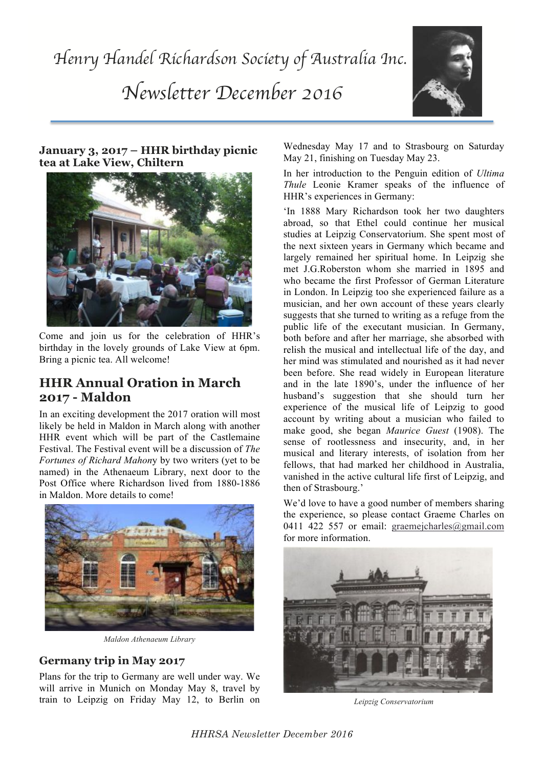# Henry Handel Richardson Society of Australia Inc.

# Newsletter December 2016

### January 3, 2017 – HHR birthday picnic tea at Lake View, Chiltern

Come and join us for the celebration of HHR's birthday in the lovely grounds of Lake View at 6pm. Bring a picnic tea. All welcome!

## HHR Annual Oration in March 2017 - Maldon

In an exciting development the 2017 oration will most likely be held in Maldon in March along with another HHR event which will be part of the Castlemaine Festival. The Festival event will be a discussion of *The Fortunes of Richard Mahon*y by two writers (yet to be named) in the Athenaeum Library, next door to the Post Office where Richardson lived from 1880-1886 in Maldon. More details to come!

*Maldon Athenaeum Library*

### Germany trip in May 2017

Plans for the trip to Germany are well under way. We will arrive in Munich on Monday May 8, travel by train to Leipzig on Friday May 12, to Berlin on Wednesday May 17 and to Strasbourg on Saturday May 21, finishing on Tuesday May 23.

In her introduction to the Penguin edition of *Ultima Thule* Leonie Kramer speaks of the influence of HHR's experiences in Germany:

'In 1888 Mary Richardson took her two daughters abroad, so that Ethel could continue her musical studies at Leipzig Conservatorium. She spent most of the next sixteen years in Germany which became and largely remained her spiritual home. In Leipzig she met J.G.Roberston whom she married in 1895 and who became the first Professor of German Literature in London. In Leipzig too she experienced failure as a musician, and her own account of these years clearly suggests that she turned to writing as a refuge from the public life of the executant musician. In Germany, both before and after her marriage, she absorbed with relish the musical and intellectual life of the day, and her mind was stimulated and nourished as it had never been before. She read widely in European literature and in the late 1890's, under the influence of her husband's suggestion that she should turn her experience of the musical life of Leipzig to good account by writing about a musician who failed to make good, she began *Maurice Guest* (1908). The sense of rootlessness and insecurity, and, in her musical and literary interests, of isolation from her fellows, that had marked her childhood in Australia, vanished in the active cultural life first of Leipzig, and then of Strasbourg.'

We'd love to have a good number of members sharing the experience, so please contact Graeme Charles on 0411 422 557 or email: graemejcharles@gmail.com for more information.

*Leipzig Conservatorium*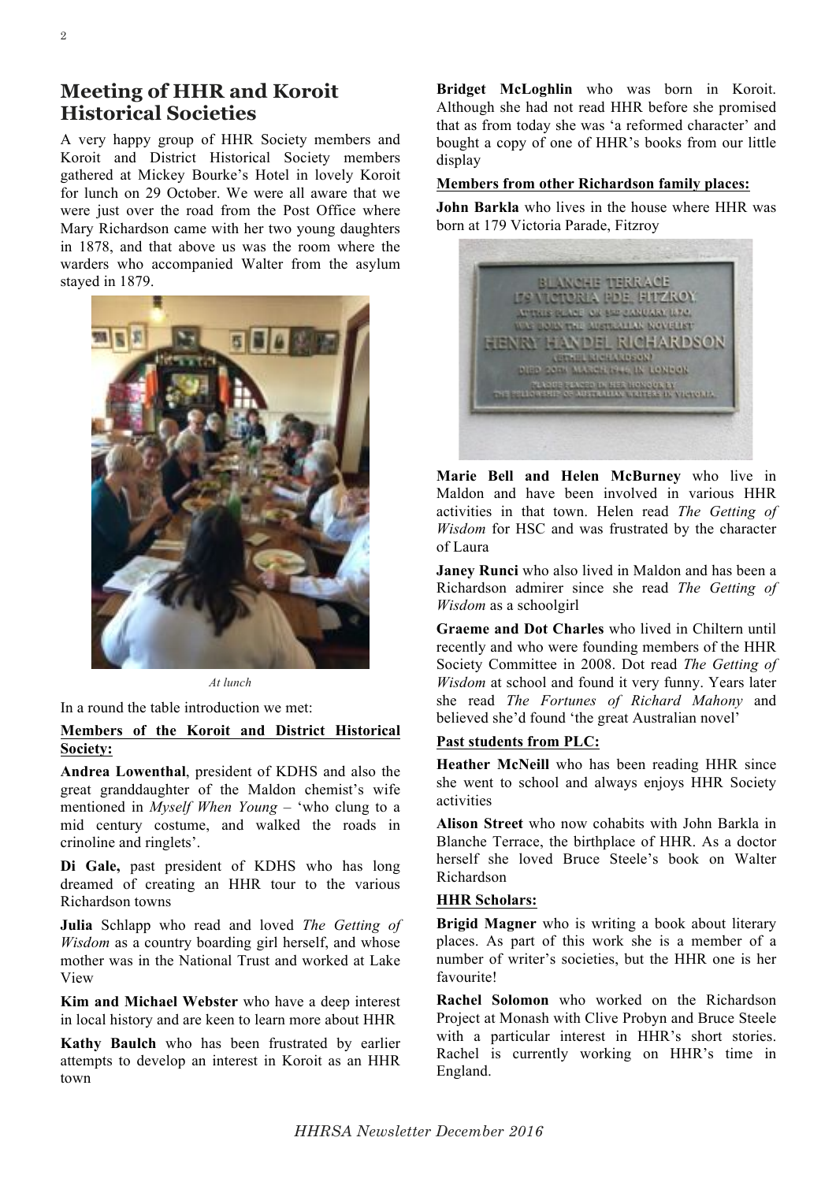## Meeting of HHR and Koroit Historical Societies

A very happy group of HHR Society members and Koroit and District Historical Society members gathered at Mickey Bourke's Hotel in lovely Koroit for lunch on 29 October. We were all aware that we were just over the road from the Post Office where Mary Richardson came with her two young daughters in 1878, and that above us was the room where the warders who accompanied Walter from the asylum stayed in 1879.

*At lunch*

In a round the table introduction we met:

**Members of the Koroit and District Historical Society:**

**Andrea Lowenthal**, president of KDHS and also the great granddaughter of the Maldon chemist's wife mentioned in *Myself When Young* – 'who clung to a mid century costume, and walked the roads in crinoline and ringlets'.

**Di Gale,** past president of KDHS who has long dreamed of creating an HHR tour to the various Richardson towns

**Julia** Schlapp who read and loved *The Getting of Wisdom* as a country boarding girl herself, and whose mother was in the National Trust and worked at Lake View

**Kim and Michael Webster** who have a deep interest in local history and are keen to learn more about HHR

**Kathy Baulch** who has been frustrated by earlier attempts to develop an interest in Koroit as an HHR town

**Bridget McLoghlin** who was born in Koroit. Although she had not read HHR before she promised that as from today she was 'a reformed character' and bought a copy of one of HHR's books from our little display

**Members from other Richardson family places:**

**John Barkla** who lives in the house where HHR was born at 179 Victoria Parade, Fitzroy

BLANCHE TERRACE
179 VICTORIA PDE. FITZROY
AT THIS PLACE ON 3RD JANUARY 1870,
WAS BORN THE AUSTRALIAN NOVELIST
HENRY HANDEL RICHARDSON
(ETHEL RICHARDSON)
DIED 20TH MARCH 1946, IN LONDON
PLAQUE PLACED IN HER HONOUR BY
THE FELLOWSHIP OF AUSTRALIAN WRITERS IN VICTORIA.

**Marie Bell and Helen McBurney** who live in Maldon and have been involved in various HHR activities in that town. Helen read *The Getting of Wisdom* for HSC and was frustrated by the character of Laura

**Janey Runci** who also lived in Maldon and has been a Richardson admirer since she read *The Getting of Wisdom* as a schoolgirl

**Graeme and Dot Charles** who lived in Chiltern until recently and who were founding members of the HHR Society Committee in 2008. Dot read *The Getting of Wisdom* at school and found it very funny. Years later she read *The Fortunes of Richard Mahony* and believed she'd found 'the great Australian novel'

**Past students from PLC:**

**Heather McNeill** who has been reading HHR since she went to school and always enjoys HHR Society activities

**Alison Street** who now cohabits with John Barkla in Blanche Terrace, the birthplace of HHR. As a doctor herself she loved Bruce Steele's book on Walter Richardson

**HHR Scholars:**

**Brigid Magner** who is writing a book about literary places. As part of this work she is a member of a number of writer's societies, but the HHR one is her favourite!

**Rachel Solomon** who worked on the Richardson Project at Monash with Clive Probyn and Bruce Steele with a particular interest in HHR's short stories. Rachel is currently working on HHR's time in England.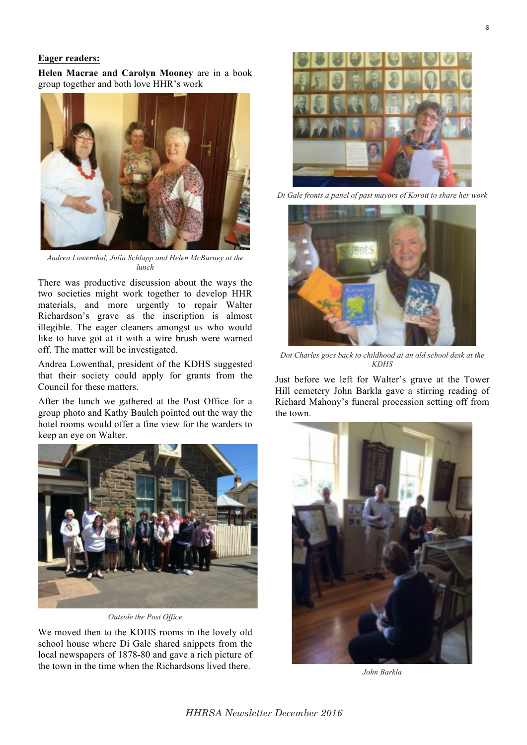**Eager readers:**

**Helen Macrae and Carolyn Mooney** are in a book group together and both love HHR's work

*Andrea Lowenthal, Julia Schlapp and Helen McBurney at the lunch*

There was productive discussion about the ways the two societies might work together to develop HHR materials, and more urgently to repair Walter Richardson's grave as the inscription is almost illegible. The eager cleaners amongst us who would like to have got at it with a wire brush were warned off. The matter will be investigated.

Andrea Lowenthal, president of the KDHS suggested that their society could apply for grants from the Council for these matters.

After the lunch we gathered at the Post Office for a group photo and Kathy Baulch pointed out the way the hotel rooms would offer a fine view for the warders to keep an eye on Walter.

*Outside the Post Office*

We moved then to the KDHS rooms in the lovely old school house where Di Gale shared snippets from the local newspapers of 1878-80 and gave a rich picture of the town in the time when the Richardsons lived there.

*Di Gale fronts a panel of past mayors of Koroit to share her work*

*Dot Charles goes back to childhood at an old school desk at the KDHS*

Just before we left for Walter's grave at the Tower Hill cemetery John Barkla gave a stirring reading of Richard Mahony's funeral procession setting off from the town.

*John Barkla*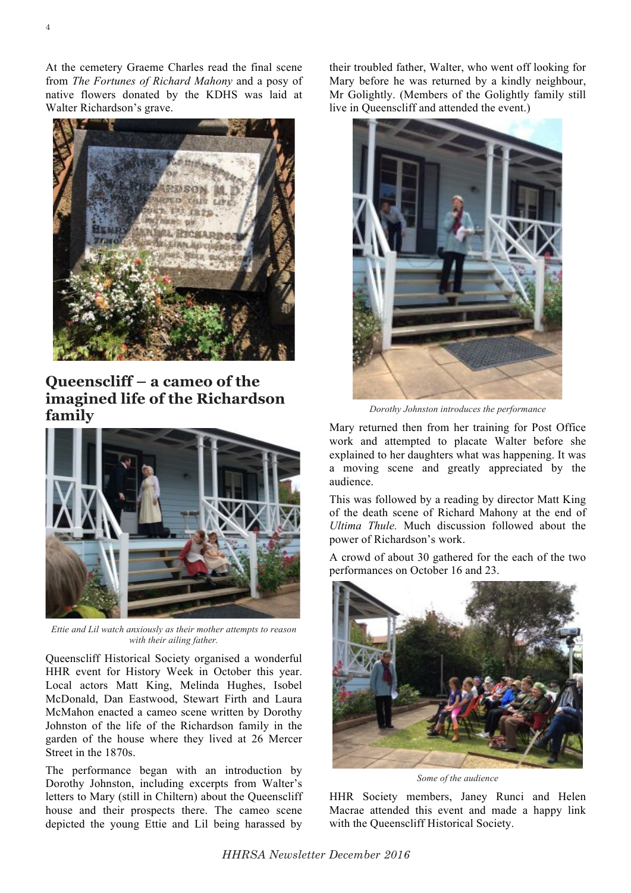At the cemetery Graeme Charles read the final scene from *The Fortunes of Richard Mahony* and a posy of native flowers donated by the KDHS was laid at Walter Richardson's grave.

## Queenscliff – a cameo of the imagined life of the Richardson family

*Ettie and Lil watch anxiously as their mother attempts to reason with their ailing father.*

Queenscliff Historical Society organised a wonderful HHR event for History Week in October this year. Local actors Matt King, Melinda Hughes, Isobel McDonald, Dan Eastwood, Stewart Firth and Laura McMahon enacted a cameo scene written by Dorothy Johnston of the life of the Richardson family in the garden of the house where they lived at 26 Mercer Street in the 1870s.

The performance began with an introduction by Dorothy Johnston, including excerpts from Walter's letters to Mary (still in Chiltern) about the Queenscliff house and their prospects there. The cameo scene depicted the young Ettie and Lil being harassed by their troubled father, Walter, who went off looking for Mary before he was returned by a kindly neighbour, Mr Golightly. (Members of the Golightly family still live in Queenscliff and attended the event.)

*Dorothy Johnston introduces the performance*

Mary returned then from her training for Post Office work and attempted to placate Walter before she explained to her daughters what was happening. It was a moving scene and greatly appreciated by the audience.

This was followed by a reading by director Matt King of the death scene of Richard Mahony at the end of *Ultima Thule.* Much discussion followed about the power of Richardson's work.

A crowd of about 30 gathered for the each of the two performances on October 16 and 23.

*Some of the audience*

HHR Society members, Janey Runci and Helen Macrae attended this event and made a happy link with the Queenscliff Historical Society.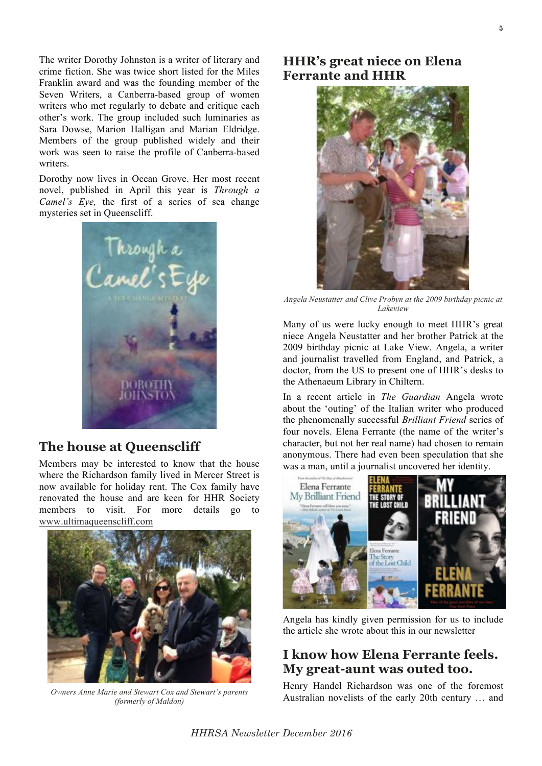The writer Dorothy Johnston is a writer of literary and crime fiction. She was twice short listed for the Miles Franklin award and was the founding member of the Seven Writers, a Canberra-based group of women writers who met regularly to debate and critique each other's work. The group included such luminaries as Sara Dowse, Marion Halligan and Marian Eldridge. Members of the group published widely and their work was seen to raise the profile of Canberra-based writers.

Dorothy now lives in Ocean Grove. Her most recent novel, published in April this year is *Through a Camel's Eye,* the first of a series of sea change mysteries set in Queenscliff.

## The house at Queenscliff

Members may be interested to know that the house where the Richardson family lived in Mercer Street is now available for holiday rent. The Cox family have renovated the house and are keen for HHR Society members to visit. For more details go to www.ultimaqueenscliff.com

*Owners Anne Marie and Stewart Cox and Stewart's parents (formerly of Maldon)*

## HHR's great niece on Elena Ferrante and HHR

*Angela Neustatter and Clive Probyn at the 2009 birthday picnic at Lakeview*

Many of us were lucky enough to meet HHR's great niece Angela Neustatter and her brother Patrick at the 2009 birthday picnic at Lake View. Angela, a writer and journalist travelled from England, and Patrick, a doctor, from the US to present one of HHR's desks to the Athenaeum Library in Chiltern.

In a recent article in *The Guardian* Angela wrote about the 'outing' of the Italian writer who produced the phenomenally successful *Brilliant Friend* series of four novels. Elena Ferrante (the name of the writer's character, but not her real name) had chosen to remain anonymous. There had even been speculation that she was a man, until a journalist uncovered her identity.

Angela has kindly given permission for us to include the article she wrote about this in our newsletter

## I know how Elena Ferrante feels. My great-aunt was outed too.

Henry Handel Richardson was one of the foremost Australian novelists of the early 20th century … and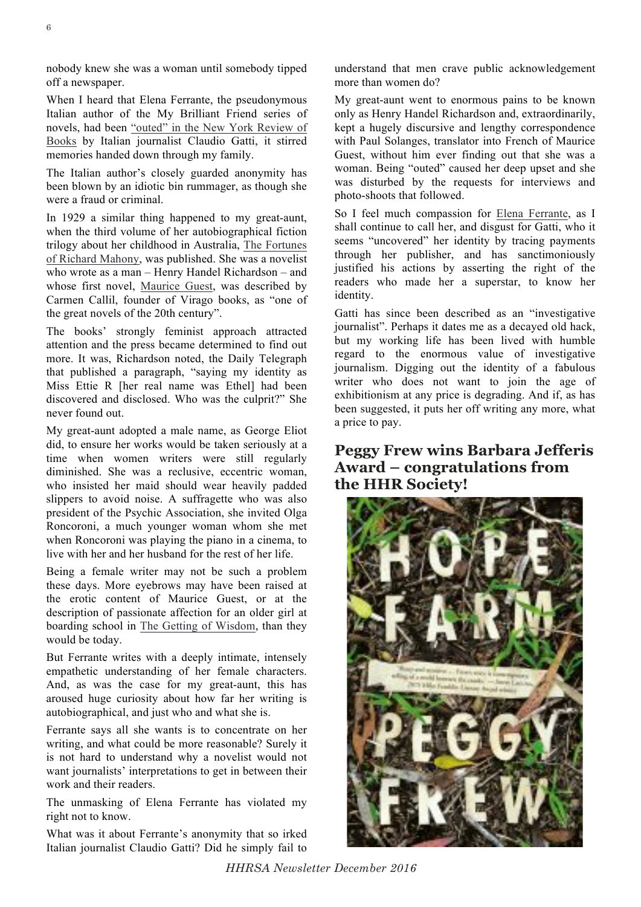nobody knew she was a woman until somebody tipped off a newspaper.

When I heard that Elena Ferrante, the pseudonymous Italian author of the My Brilliant Friend series of novels, had been "outed" in the New York Review of Books by Italian journalist Claudio Gatti, it stirred memories handed down through my family.

The Italian author's closely guarded anonymity has been blown by an idiotic bin rummager, as though she were a fraud or criminal.

In 1929 a similar thing happened to my great-aunt, when the third volume of her autobiographical fiction trilogy about her childhood in Australia, The Fortunes of Richard Mahony, was published. She was a novelist who wrote as a man – Henry Handel Richardson – and whose first novel, Maurice Guest, was described by Carmen Callil, founder of Virago books, as "one of the great novels of the 20th century".

The books' strongly feminist approach attracted attention and the press became determined to find out more. It was, Richardson noted, the Daily Telegraph that published a paragraph, "saying my identity as Miss Ettie R [her real name was Ethel] had been discovered and disclosed. Who was the culprit?" She never found out.

My great-aunt adopted a male name, as George Eliot did, to ensure her works would be taken seriously at a time when women writers were still regularly diminished. She was a reclusive, eccentric woman, who insisted her maid should wear heavily padded slippers to avoid noise. A suffragette who was also president of the Psychic Association, she invited Olga Roncoroni, a much younger woman whom she met when Roncoroni was playing the piano in a cinema, to live with her and her husband for the rest of her life.

Being a female writer may not be such a problem these days. More eyebrows may have been raised at the erotic content of Maurice Guest, or at the description of passionate affection for an older girl at boarding school in The Getting of Wisdom, than they would be today.

But Ferrante writes with a deeply intimate, intensely empathetic understanding of her female characters. And, as was the case for my great-aunt, this has aroused huge curiosity about how far her writing is autobiographical, and just who and what she is.

Ferrante says all she wants is to concentrate on her writing, and what could be more reasonable? Surely it is not hard to understand why a novelist would not want journalists' interpretations to get in between their work and their readers.

The unmasking of Elena Ferrante has violated my right not to know.

What was it about Ferrante's anonymity that so irked Italian journalist Claudio Gatti? Did he simply fail to understand that men crave public acknowledgement more than women do?

My great-aunt went to enormous pains to be known only as Henry Handel Richardson and, extraordinarily, kept a hugely discursive and lengthy correspondence with Paul Solanges, translator into French of Maurice Guest, without him ever finding out that she was a woman. Being "outed" caused her deep upset and she was disturbed by the requests for interviews and photo-shoots that followed.

So I feel much compassion for Elena Ferrante, as I shall continue to call her, and disgust for Gatti, who it seems "uncovered" her identity by tracing payments through her publisher, and has sanctimoniously justified his actions by asserting the right of the readers who made her a superstar, to know her identity.

Gatti has since been described as an "investigative journalist". Perhaps it dates me as a decayed old hack, but my working life has been lived with humble regard to the enormous value of investigative journalism. Digging out the identity of a fabulous writer who does not want to join the age of exhibitionism at any price is degrading. And if, as has been suggested, it puts her off writing any more, what a price to pay.

## Peggy Frew wins Barbara Jefferis Award – congratulations from the HHR Society!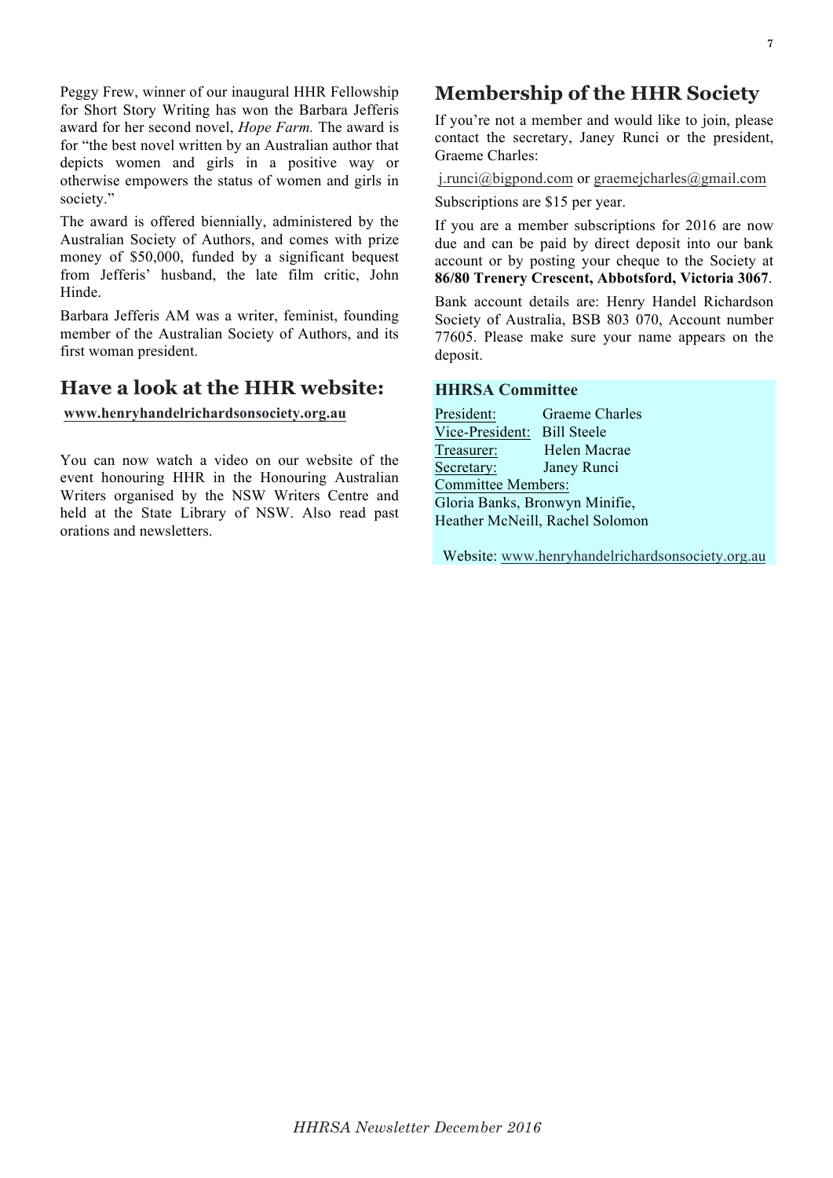Peggy Frew, winner of our inaugural HHR Fellowship for Short Story Writing has won the Barbara Jefferis award for her second novel, *Hope Farm.* The award is for "the best novel written by an Australian author that depicts women and girls in a positive way or otherwise empowers the status of women and girls in society."

The award is offered biennially, administered by the Australian Society of Authors, and comes with prize money of $50,000, funded by a significant bequest from Jefferis' husband, the late film critic, John Hinde.

Barbara Jefferis AM was a writer, feminist, founding member of the Australian Society of Authors, and its first woman president.

## Have a look at the HHR website:

**www.henryhandelrichardsonsociety.org.au**

You can now watch a video on our website of the event honouring HHR in the Honouring Australian Writers organised by the NSW Writers Centre and held at the State Library of NSW. Also read past orations and newsletters.

## Membership of the HHR Society

If you're not a member and would like to join, please contact the secretary, Janey Runci or the president, Graeme Charles:

j.runci@bigpond.com or graemejcharles@gmail.com

Subscriptions are $15 per year.

If you are a member subscriptions for 2016 are now due and can be paid by direct deposit into our bank account or by posting your cheque to the Society at **86/80 Trenery Crescent, Abbotsford, Victoria 3067**.

Bank account details are: Henry Handel Richardson Society of Australia, BSB 803 070, Account number 77605. Please make sure your name appears on the deposit.

### HHRSA Committee

President: Graeme Charles
Vice-President: Bill Steele
Treasurer: Helen Macrae
Secretary: Janey Runci
Committee Members:
Gloria Banks, Bronwyn Minifie,
Heather McNeill, Rachel Solomon

Website: www.henryhandelrichardsonsociety.org.au